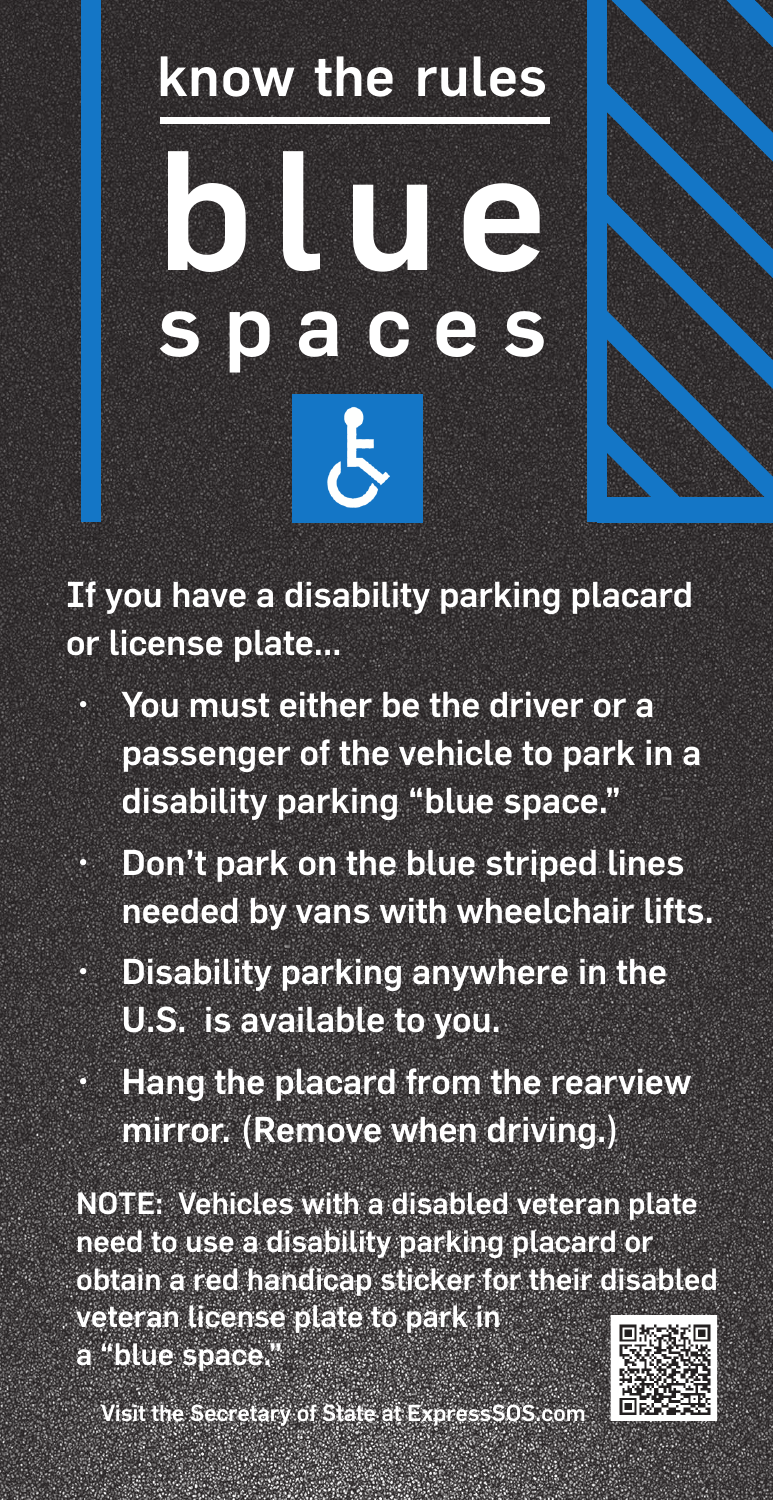# know the rules

# blue spaces

**If you have a disability parking placard or license plate...**

- **You must either be the driver or a passenger of the vehicle to park in a disability parking "blue space."**
- **Don't park on the blue striped lines needed by vans with wheelchair lifts.**
- **Disability parking anywhere in the U.S. is available to you.**
- **Hang the placard from the rearview mirror. (Remove when driving.)**

**NOTE: Vehicles with a disabled veteran plate need to use a disability parking placard or obtain a red handicap sticker for their disabled veteran license plate to park in a "blue space."**

**Visit the Secretary of State at ExpressSOS.com**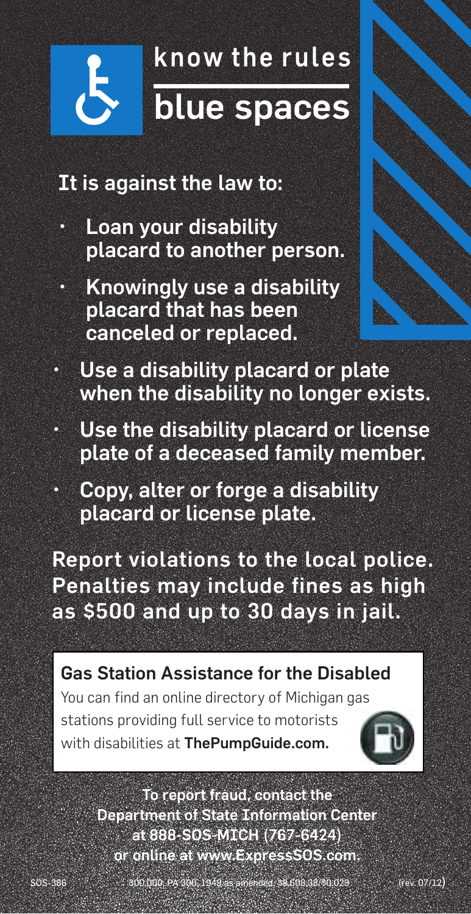# know the rules

## blue spaces

**It is against the law to:**

- **Loan your disability placard to another person.**
- **Knowingly use a disability placard that has been canceled or replaced.**
- **Use a disability placard or plate when the disability no longer exists.**
- **Use the disability placard or license plate of a deceased family member.**
- **Copy, alter or forge a disability placard or license plate.**

**Report violations to the local police. Penalties may include fines as high as $500 and up to 30 days in jail.**

### Gas Station Assistance for the Disabled

You can find an online directory of Michigan gas stations providing full service to motorists with disabilities at **ThePumpGuide.com.**

**To report fraud, contact the Department of State Information Center at 888-SOS-MICH (767-6424) or online at www.ExpressSOS.com.**

SOS-386 300,000, PA 300, 1949 as amended, $8,608.38/$0.029 (rev. 07/12)